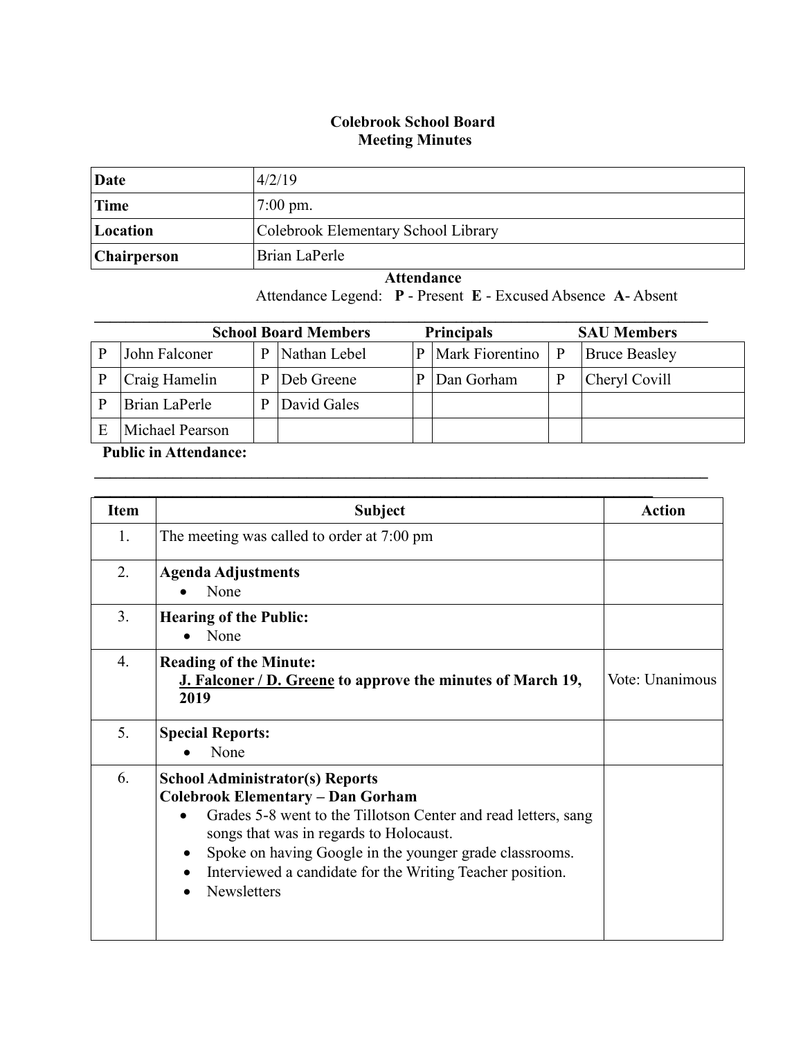# Colebrook School Board
## Meeting Minutes

| Date | 4/2/19 |
|---|---|
| Time | 7:00 pm. |
| Location | Colebrook Elementary School Library |
| Chairperson | Brian LaPerle |

**Attendance**

Attendance Legend: **P** - Present **E** - Excused Absence **A**- Absent

| School Board Members | | | | Principals | | SAU Members | |
|---|---|---|---|---|---|---|---|
| P | John Falconer | P | Nathan Lebel | P | Mark Fiorentino | P | Bruce Beasley |
| P | Craig Hamelin | P | Deb Greene | P | Dan Gorham | P | Cheryl Covill |
| P | Brian LaPerle | P | David Gales | | | | |
| E | Michael Pearson | | | | | | |

**Public in Attendance:**

| Item | Subject | Action |
|---|---|---|
| 1. | The meeting was called to order at 7:00 pm | |
| 2. | **Agenda Adjustments**<br>• None | |
| 3. | **Hearing of the Public:**<br>• None | |
| 4. | **Reading of the Minute:**<br>**<u>J. Falconer / D. Greene</u> to approve the minutes of March 19, 2019** | Vote: Unanimous |
| 5. | **Special Reports:**<br>• None | |
| 6. | **School Administrator(s) Reports**<br>**Colebrook Elementary – Dan Gorham**<br>• Grades 5-8 went to the Tillotson Center and read letters, sang songs that was in regards to Holocaust.<br>• Spoke on having Google in the younger grade classrooms.<br>• Interviewed a candidate for the Writing Teacher position.<br>• Newsletters | |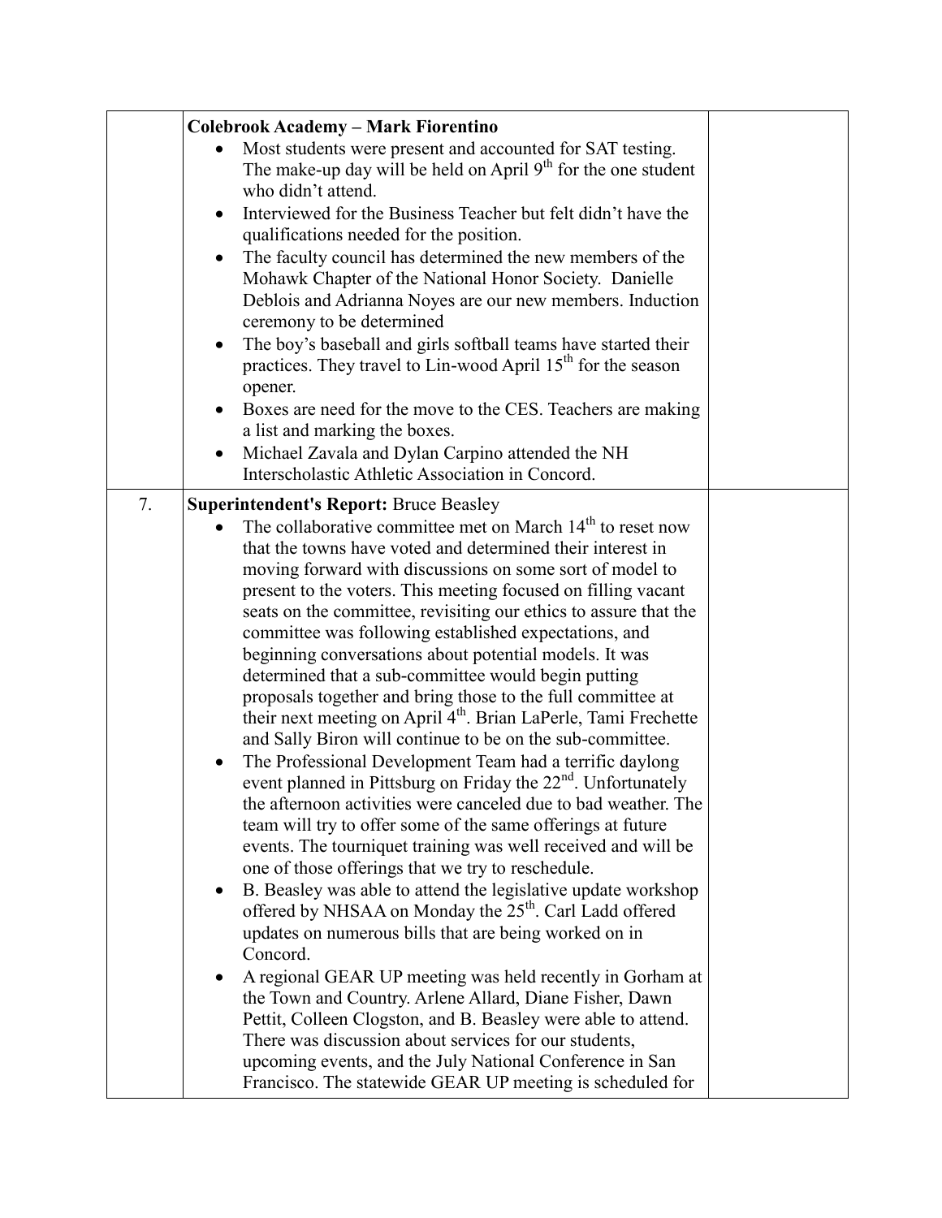| | | |
|---|---|---|
| | **Colebrook Academy – Mark Fiorentino**<br>• Most students were present and accounted for SAT testing. The make-up day will be held on April 9th for the one student who didn't attend.<br>• Interviewed for the Business Teacher but felt didn't have the qualifications needed for the position.<br>• The faculty council has determined the new members of the Mohawk Chapter of the National Honor Society. Danielle Deblois and Adrianna Noyes are our new members. Induction ceremony to be determined<br>• The boy's baseball and girls softball teams have started their practices. They travel to Lin-wood April 15th for the season opener.<br>• Boxes are need for the move to the CES. Teachers are making a list and marking the boxes.<br>• Michael Zavala and Dylan Carpino attended the NH Interscholastic Athletic Association in Concord. | |
| 7. | **Superintendent's Report:** Bruce Beasley<br>• The collaborative committee met on March 14th to reset now that the towns have voted and determined their interest in moving forward with discussions on some sort of model to present to the voters. This meeting focused on filling vacant seats on the committee, revisiting our ethics to assure that the committee was following established expectations, and beginning conversations about potential models. It was determined that a sub-committee would begin putting proposals together and bring those to the full committee at their next meeting on April 4th. Brian LaPerle, Tami Frechette and Sally Biron will continue to be on the sub-committee.<br>• The Professional Development Team had a terrific daylong event planned in Pittsburg on Friday the 22nd. Unfortunately the afternoon activities were canceled due to bad weather. The team will try to offer some of the same offerings at future events. The tourniquet training was well received and will be one of those offerings that we try to reschedule.<br>• B. Beasley was able to attend the legislative update workshop offered by NHSAA on Monday the 25th. Carl Ladd offered updates on numerous bills that are being worked on in Concord.<br>• A regional GEAR UP meeting was held recently in Gorham at the Town and Country. Arlene Allard, Diane Fisher, Dawn Pettit, Colleen Clogston, and B. Beasley were able to attend. There was discussion about services for our students, upcoming events, and the July National Conference in San Francisco. The statewide GEAR UP meeting is scheduled for | |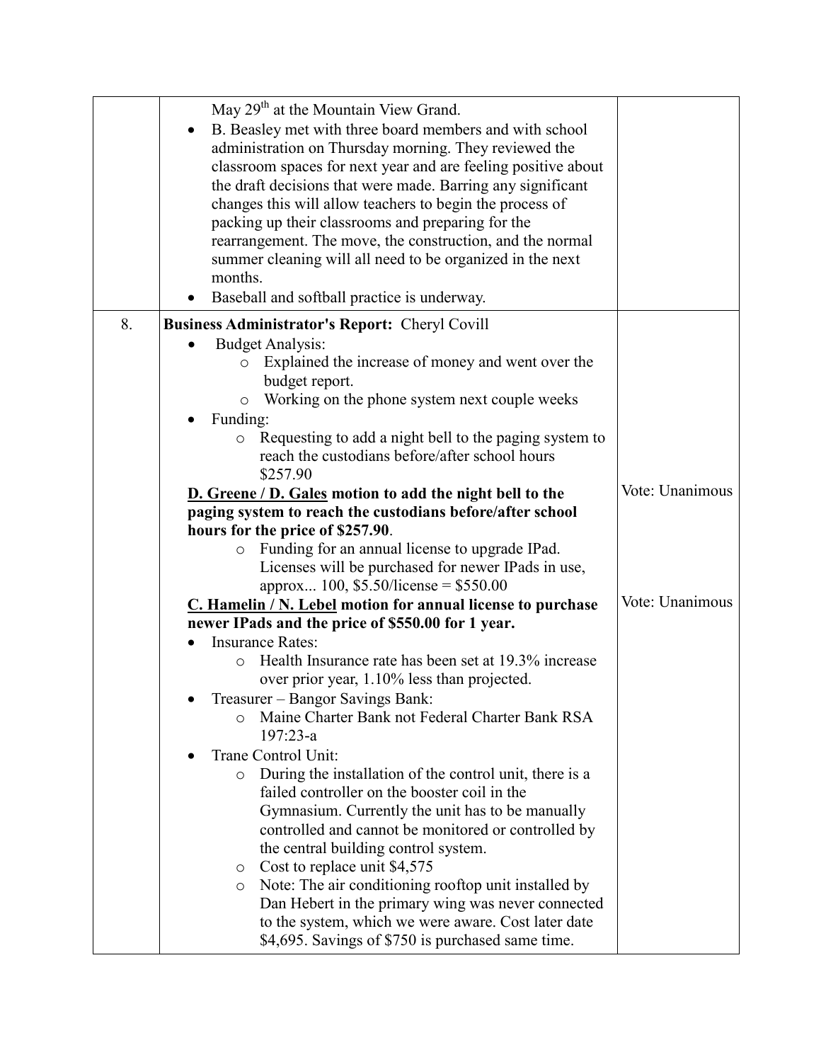| | | |
|---|---|---|
| | May 29th at the Mountain View Grand.<br>• B. Beasley met with three board members and with school administration on Thursday morning. They reviewed the classroom spaces for next year and are feeling positive about the draft decisions that were made. Barring any significant changes this will allow teachers to begin the process of packing up their classrooms and preparing for the rearrangement. The move, the construction, and the normal summer cleaning will all need to be organized in the next months.<br>• Baseball and softball practice is underway. | |
| 8. | **Business Administrator's Report:** Cheryl Covill<br>• Budget Analysis:<br>&nbsp;&nbsp;&nbsp;&nbsp;○ Explained the increase of money and went over the budget report.<br>&nbsp;&nbsp;&nbsp;&nbsp;○ Working on the phone system next couple weeks<br>• Funding:<br>&nbsp;&nbsp;&nbsp;&nbsp;○ Requesting to add a night bell to the paging system to reach the custodians before/after school hours $257.90<br>**<u>D. Greene / D. Gales</u> motion to add the night bell to the paging system to reach the custodians before/after school hours for the price of $257.90**.<br>&nbsp;&nbsp;&nbsp;&nbsp;○ Funding for an annual license to upgrade IPad. Licenses will be purchased for newer IPads in use, approx... 100, $5.50/license = $550.00<br>**<u>C. Hamelin / N. Lebel</u> motion for annual license to purchase newer IPads and the price of $550.00 for 1 year.**<br>• Insurance Rates:<br>&nbsp;&nbsp;&nbsp;&nbsp;○ Health Insurance rate has been set at 19.3% increase over prior year, 1.10% less than projected.<br>• Treasurer – Bangor Savings Bank:<br>&nbsp;&nbsp;&nbsp;&nbsp;○ Maine Charter Bank not Federal Charter Bank RSA 197:23-a<br>• Trane Control Unit:<br>&nbsp;&nbsp;&nbsp;&nbsp;○ During the installation of the control unit, there is a failed controller on the booster coil in the Gymnasium. Currently the unit has to be manually controlled and cannot be monitored or controlled by the central building control system.<br>&nbsp;&nbsp;&nbsp;&nbsp;○ Cost to replace unit $4,575<br>&nbsp;&nbsp;&nbsp;&nbsp;○ Note: The air conditioning rooftop unit installed by Dan Hebert in the primary wing was never connected to the system, which we were aware. Cost later date $4,695. Savings of $750 is purchased same time. | Vote: Unanimous<br><br>Vote: Unanimous |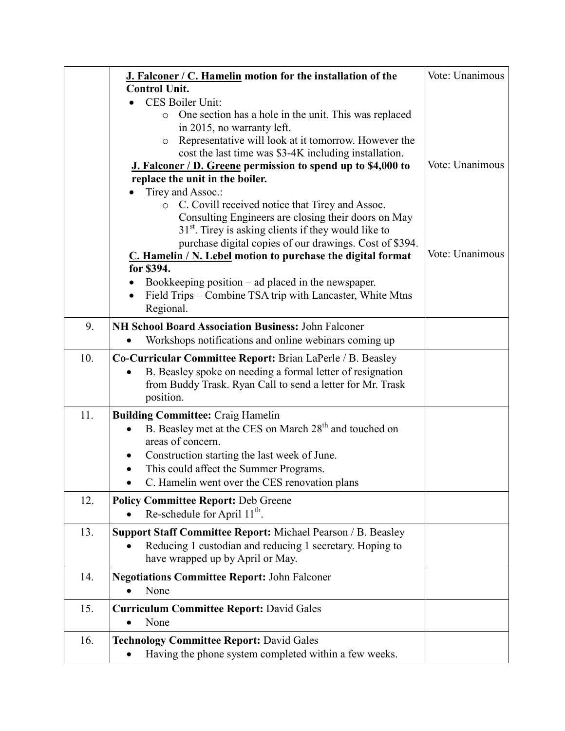| | | |
|---|---|---|
| | **<u>J. Falconer / C. Hamelin</u> motion for the installation of the Control Unit.**<br>• CES Boiler Unit:<br>  ○ One section has a hole in the unit. This was replaced in 2015, no warranty left.<br>  ○ Representative will look at it tomorrow. However the cost the last time was $3-4K including installation.<br>**<u>J. Falconer / D. Greene</u> permission to spend up to $4,000 to replace the unit in the boiler.**<br>• Tirey and Assoc.:<br>  ○ C. Covill received notice that Tirey and Assoc. Consulting Engineers are closing their doors on May 31st. Tirey is asking clients if they would like to purchase digital copies of our drawings. Cost of $394.<br>**<u>C. Hamelin / N. Lebel</u> motion to purchase the digital format for $394.**<br>• Bookkeeping position – ad placed in the newspaper.<br>• Field Trips – Combine TSA trip with Lancaster, White Mtns Regional. | Vote: Unanimous<br><br><br><br><br>Vote: Unanimous<br><br><br><br><br>Vote: Unanimous |
| 9. | **NH School Board Association Business:** John Falconer<br>• Workshops notifications and online webinars coming up | |
| 10. | **Co-Curricular Committee Report:** Brian LaPerle / B. Beasley<br>• B. Beasley spoke on needing a formal letter of resignation from Buddy Trask. Ryan Call to send a letter for Mr. Trask position. | |
| 11. | **Building Committee:** Craig Hamelin<br>• B. Beasley met at the CES on March 28th and touched on areas of concern.<br>• Construction starting the last week of June.<br>• This could affect the Summer Programs.<br>• C. Hamelin went over the CES renovation plans | |
| 12. | **Policy Committee Report:** Deb Greene<br>• Re-schedule for April 11th. | |
| 13. | **Support Staff Committee Report:** Michael Pearson / B. Beasley<br>• Reducing 1 custodian and reducing 1 secretary. Hoping to have wrapped up by April or May. | |
| 14. | **Negotiations Committee Report:** John Falconer<br>• None | |
| 15. | **Curriculum Committee Report:** David Gales<br>• None | |
| 16. | **Technology Committee Report:** David Gales<br>• Having the phone system completed within a few weeks. | |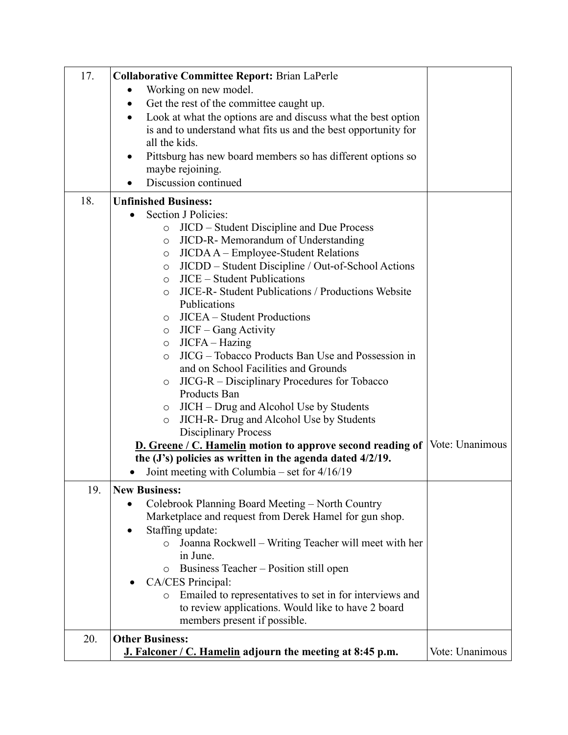| | | |
|---|---|---|
| 17. | **Collaborative Committee Report:** Brian LaPerle<br>• Working on new model.<br>• Get the rest of the committee caught up.<br>• Look at what the options are and discuss what the best option is and to understand what fits us and the best opportunity for all the kids.<br>• Pittsburg has new board members so has different options so maybe rejoining.<br>• Discussion continued | |
| 18. | **Unfinished Business:**<br>• Section J Policies:<br>  ○ JICD – Student Discipline and Due Process<br>  ○ JICD-R- Memorandum of Understanding<br>  ○ JICDA A – Employee-Student Relations<br>  ○ JICDD – Student Discipline / Out-of-School Actions<br>  ○ JICE – Student Publications<br>  ○ JICE-R- Student Publications / Productions Website Publications<br>  ○ JICEA – Student Productions<br>  ○ JICF – Gang Activity<br>  ○ JICFA – Hazing<br>  ○ JICG – Tobacco Products Ban Use and Possession in and on School Facilities and Grounds<br>  ○ JICG-R – Disciplinary Procedures for Tobacco Products Ban<br>  ○ JICH – Drug and Alcohol Use by Students<br>  ○ JICH-R- Drug and Alcohol Use by Students Disciplinary Process<br>**<u>D. Greene / C. Hamelin</u> motion to approve second reading of the (J's) policies as written in the agenda dated 4/2/19.**<br>• Joint meeting with Columbia – set for 4/16/19 | Vote: Unanimous |
| 19. | **New Business:**<br>• Colebrook Planning Board Meeting – North Country Marketplace and request from Derek Hamel for gun shop.<br>• Staffing update:<br>  ○ Joanna Rockwell – Writing Teacher will meet with her in June.<br>  ○ Business Teacher – Position still open<br>• CA/CES Principal:<br>  ○ Emailed to representatives to set in for interviews and to review applications. Would like to have 2 board members present if possible. | |
| 20. | **Other Business:**<br>**<u>J. Falconer / C. Hamelin</u> adjourn the meeting at 8:45 p.m.** | Vote: Unanimous |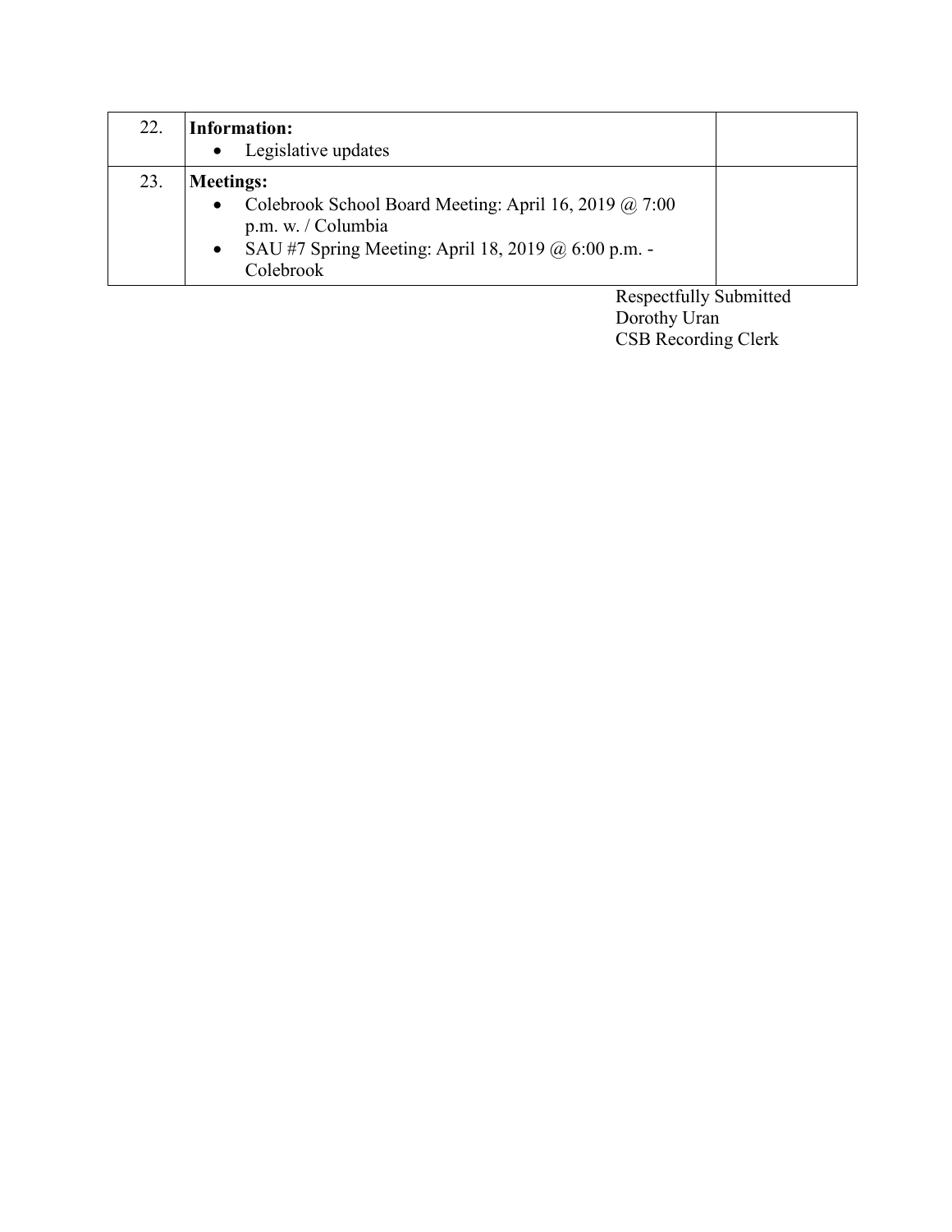| | | |
|---|---|---|
| 22. | **Information:**<br>• Legislative updates | |
| 23. | **Meetings:**<br>• Colebrook School Board Meeting: April 16, 2019 @ 7:00 p.m. w. / Columbia<br>• SAU #7 Spring Meeting: April 18, 2019 @ 6:00 p.m. - Colebrook | |

Respectfully Submitted
Dorothy Uran
CSB Recording Clerk